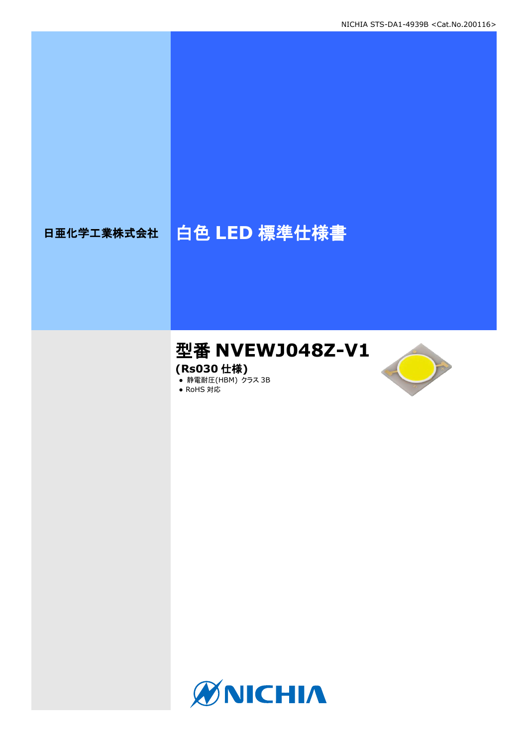NICHIA STS-DA1-4939B <Cat.No.200116>

日亜化学工業株式会社

# 白色 LED 標準仕様書

## 型番 NVEWJ048Z-V1

**(Rs030 仕様)**

- 静電耐圧(HBM) クラス 3B
- RoHS 対応

NICHIA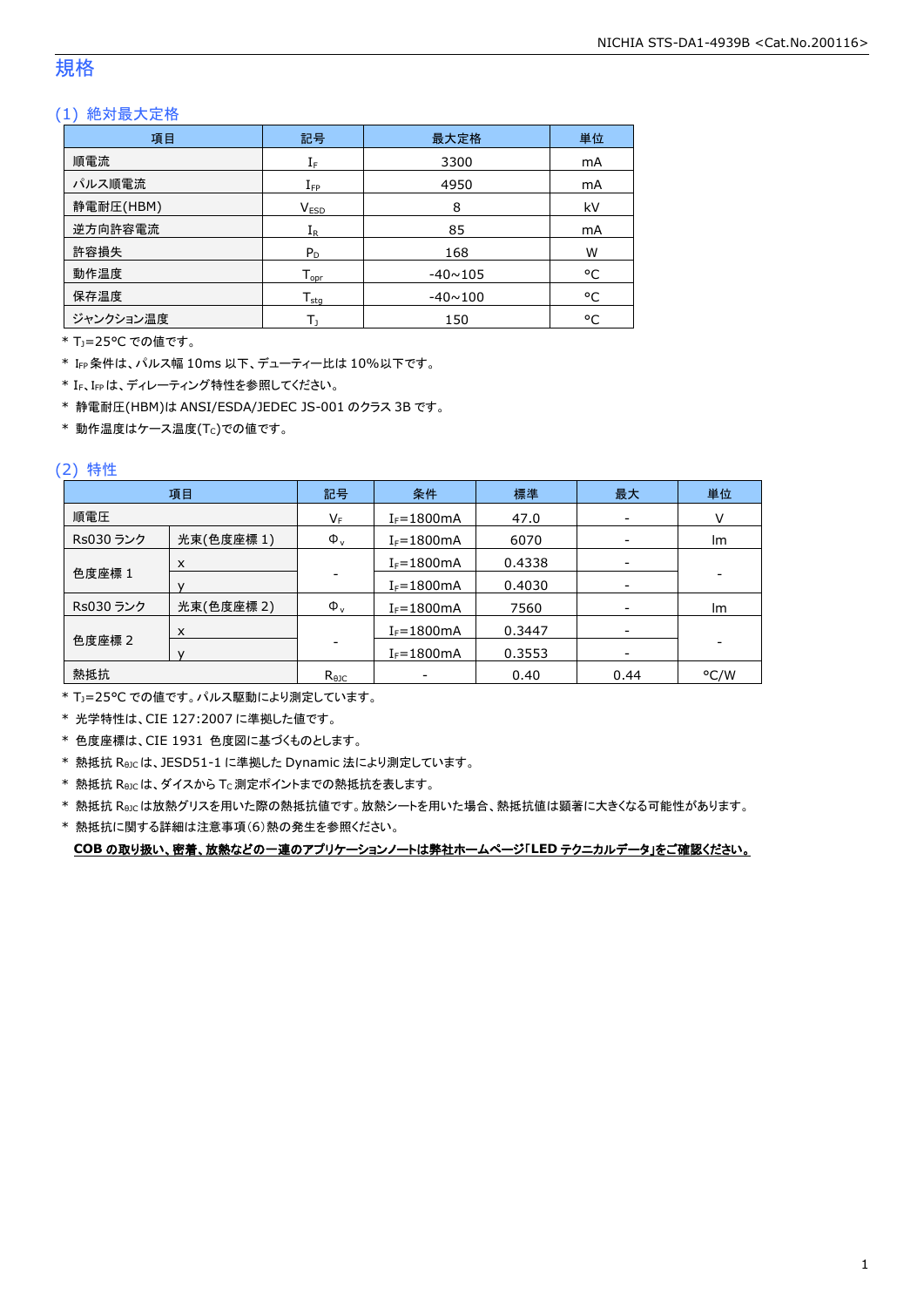## 規格

### (1) 絶対最大定格

| 項目 | 記号 | 最大定格 | 単位 |
|---|---|---|---|
| 順電流 | $I_F$ | 3300 | mA |
| パルス順電流 | $I_{FP}$ | 4950 | mA |
| 静電耐圧(HBM) | $V_{ESD}$ | 8 | kV |
| 逆方向許容電流 | $I_R$ | 85 | mA |
| 許容損失 | $P_D$ | 168 | W |
| 動作温度 | $T_{opr}$ | -40~105 | °C |
| 保存温度 | $T_{stg}$ | -40~100 | °C |
| ジャンクション温度 | $T_J$ | 150 | °C |

* $T_J$=25°C での値です。
* $I_{FP}$条件は、パルス幅 10ms 以下、デューティー比は 10%以下です。
* $I_F$、$I_{FP}$は、ディレーティング特性を参照してください。
* 静電耐圧(HBM)は ANSI/ESDA/JEDEC JS-001 のクラス 3B です。
* 動作温度はケース温度($T_C$)での値です。

### (2) 特性

| 項目 | | 記号 | 条件 | 標準 | 最大 | 単位 |
|---|---|---|---|---|---|---|
| 順電圧 | | $V_F$ | $I_F$=1800mA | 47.0 | - | V |
| Rs030 ランク | 光束(色度座標 1) | $\Phi_v$ | $I_F$=1800mA | 6070 | - | lm |
| 色度座標 1 | x | - | $I_F$=1800mA | 0.4338 | - | - |
| | y | | $I_F$=1800mA | 0.4030 | - | |
| Rs030 ランク | 光束(色度座標 2) | $\Phi_v$ | $I_F$=1800mA | 7560 | - | lm |
| 色度座標 2 | x | - | $I_F$=1800mA | 0.3447 | - | - |
| | y | | $I_F$=1800mA | 0.3553 | - | |
| 熱抵抗 | | $R_{\theta JC}$ | - | 0.40 | 0.44 | °C/W |

* $T_J$=25°C での値です。パルス駆動により測定しています。
* 光学特性は、CIE 127:2007 に準拠した値です。
* 色度座標は、CIE 1931 色度図に基づくものとします。
* 熱抵抗 $R_{\theta JC}$は、JESD51-1 に準拠した Dynamic 法により測定しています。
* 熱抵抗 $R_{\theta JC}$は、ダイスから $T_C$ 測定ポイントまでの熱抵抗を表します。
* 熱抵抗 $R_{\theta JC}$は放熱グリスを用いた際の熱抵抗値です。放熱シートを用いた場合、熱抵抗値は顕著に大きくなる可能性があります。
* 熱抵抗に関する詳細は注意事項(6)熱の発生を参照ください。

**COB の取り扱い、密着、放熱などの一連のアプリケーションノートは弊社ホームページ「LED テクニカルデータ」をご確認ください。**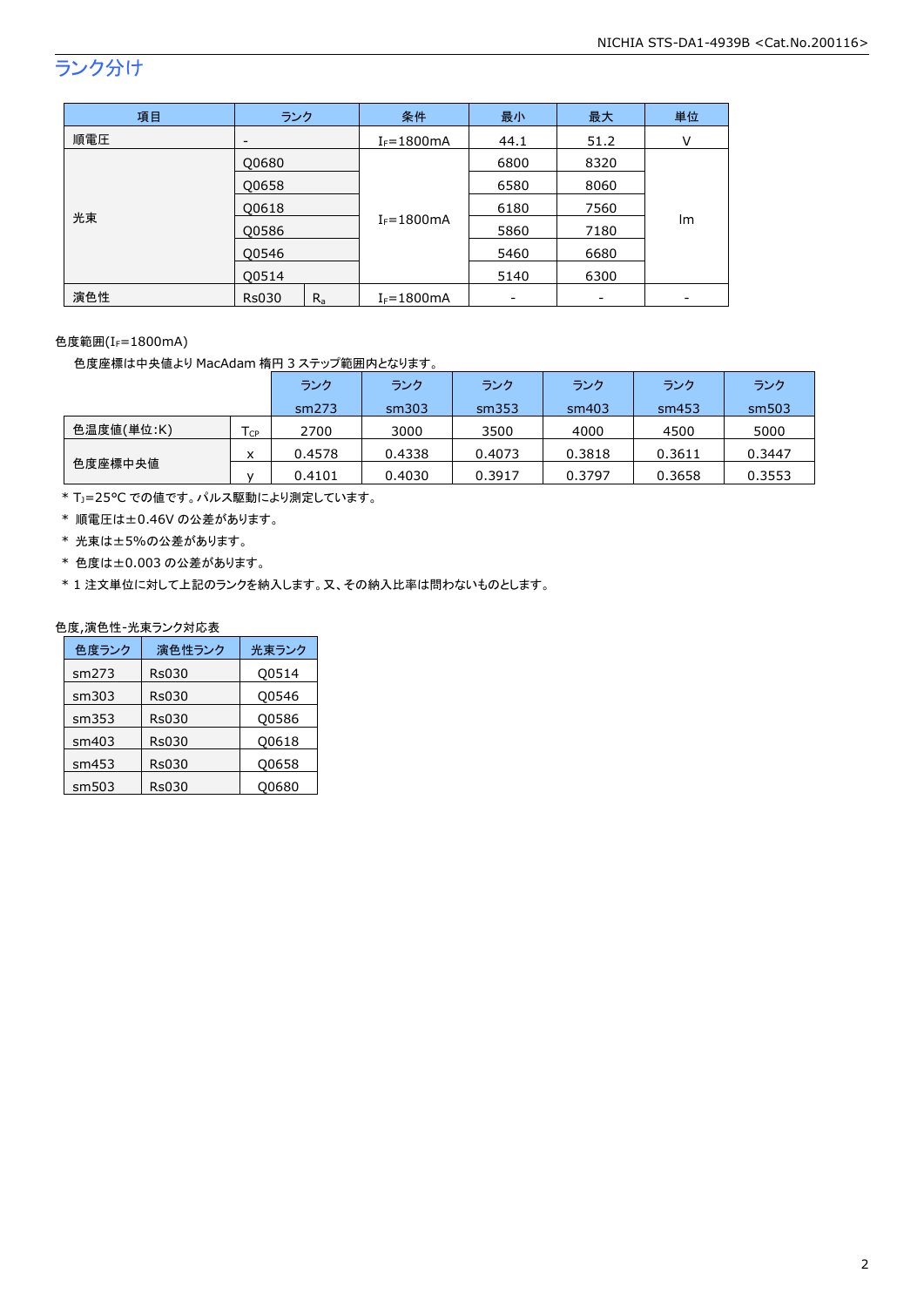## ランク分け

| 項目 | ランク | | 条件 | 最小 | 最大 | 単位 |
|---|---|---|---|---|---|---|
| 順電圧 | - | | $I_F$=1800mA | 44.1 | 51.2 | V |
| 光束 | Q0680 | | $I_F$=1800mA | 6800 | 8320 | lm |
| | Q0658 | | | 6580 | 8060 | |
| | Q0618 | | | 6180 | 7560 | |
| | Q0586 | | | 5860 | 7180 | |
| | Q0546 | | | 5460 | 6680 | |
| | Q0514 | | | 5140 | 6300 | |
| 演色性 | Rs030 | $R_a$ | $I_F$=1800mA | - | - | - |

色度範囲($I_F$=1800mA)

色度座標は中央値より MacAdam 楕円 3 ステップ範囲内となります。

| | | ランク sm273 | ランク sm303 | ランク sm353 | ランク sm403 | ランク sm453 | ランク sm503 |
|---|---|---|---|---|---|---|---|
| 色温度値(単位:K) | $T_{CP}$ | 2700 | 3000 | 3500 | 4000 | 4500 | 5000 |
| 色度座標中央値 | x | 0.4578 | 0.4338 | 0.4073 | 0.3818 | 0.3611 | 0.3447 |
| | y | 0.4101 | 0.4030 | 0.3917 | 0.3797 | 0.3658 | 0.3553 |

* $T_J$=25°C での値です。パルス駆動により測定しています。
* 順電圧は±0.46V の公差があります。
* 光束は±5%の公差があります。
* 色度は±0.003 の公差があります。
* 1 注文単位に対して上記のランクを納入します。又、その納入比率は問わないものとします。

色度,演色性-光束ランク対応表

| 色度ランク | 演色性ランク | 光束ランク |
|---|---|---|
| sm273 | Rs030 | Q0514 |
| sm303 | Rs030 | Q0546 |
| sm353 | Rs030 | Q0586 |
| sm403 | Rs030 | Q0618 |
| sm453 | Rs030 | Q0658 |
| sm503 | Rs030 | Q0680 |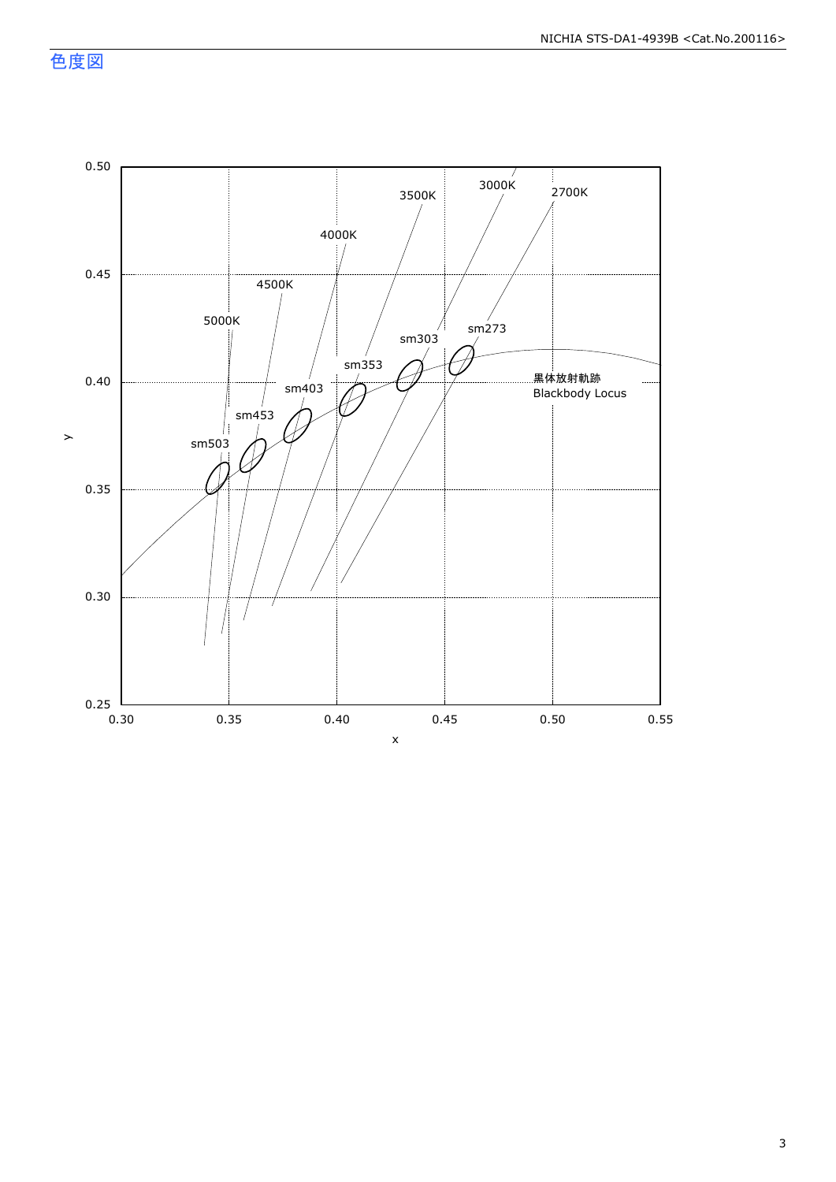## 色度図

0.50
0.45
0.40
0.35
0.30
0.25

0.30 0.35 0.40 0.45 0.50 0.55

x

y

5000K 4500K 4000K 3500K 3000K 2700K

sm503 sm453 sm403 sm353 sm303 sm273

黒体放射軌跡
Blackbody Locus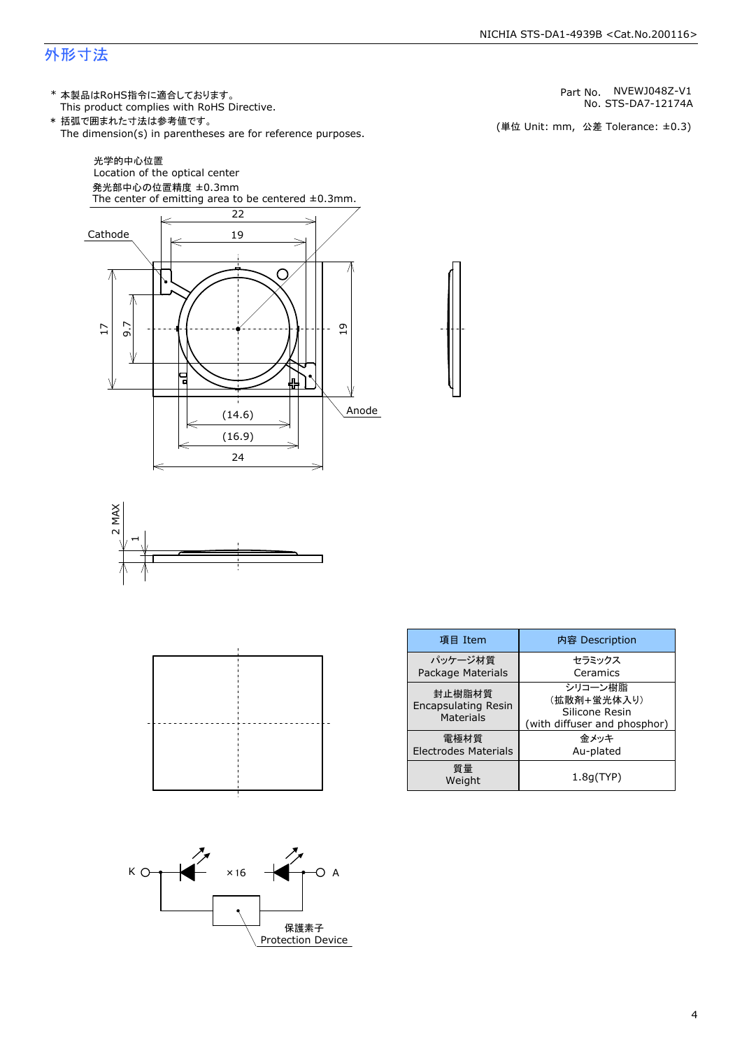## 外形寸法

- \* 本製品はRoHS指令に適合しております。
  This product complies with RoHS Directive.
- \* 括弧で囲まれた寸法は参考値です。
  The dimension(s) in parentheses are for reference purposes.

Part No. NVEWJ048Z-V1
No. STS-DA7-12174A

(単位 Unit: mm, 公差 Tolerance: ±0.3)

光学的中心位置
Location of the optical center
発光部中心の位置精度 ±0.3mm
The center of emitting area to be centered ±0.3mm.

Cathode

Anode

22, 19, 17, 9.7, 19, (14.6), (16.9), 24

2 MAX, 1

| 項目 Item | 内容 Description |
|---|---|
| パッケージ材質<br>Package Materials | セラミックス<br>Ceramics |
| 封止樹脂材質<br>Encapsulating Resin Materials | シリコーン樹脂<br>(拡散剤+蛍光体入り)<br>Silicone Resin<br>(with diffuser and phosphor) |
| 電極材質<br>Electrodes Materials | 金メッキ<br>Au-plated |
| 質量<br>Weight | 1.8g(TYP) |

K ×16 A

保護素子
Protection Device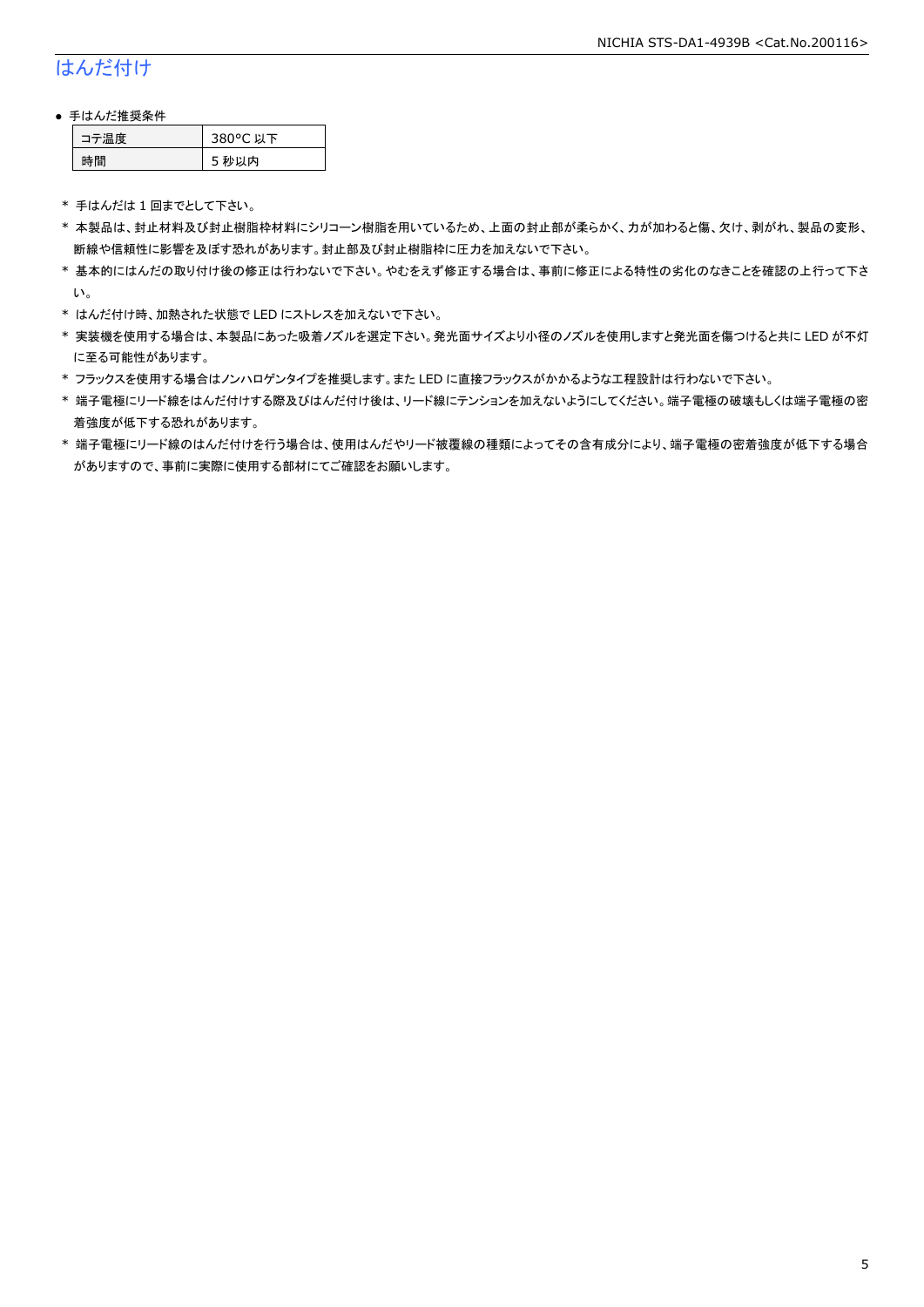## はんだ付け

- 手はんだ推奨条件

| コテ温度 | 380°C 以下 |
|---|---|
| 時間 | 5 秒以内 |

\* 手はんだは 1 回までとして下さい。

\* 本製品は、封止材料及び封止樹脂枠材料にシリコーン樹脂を用いているため、上面の封止部が柔らかく、力が加わると傷、欠け、剥がれ、製品の変形、断線や信頼性に影響を及ぼす恐れがあります。封止部及び封止樹脂枠に圧力を加えないで下さい。

\* 基本的にはんだの取り付け後の修正は行わないで下さい。やむをえず修正する場合は、事前に修正による特性の劣化のなきことを確認の上行って下さい。

\* はんだ付け時、加熱された状態で LED にストレスを加えないで下さい。

\* 実装機を使用する場合は、本製品にあった吸着ノズルを選定下さい。発光面サイズより小径のノズルを使用しますと発光面を傷つけると共に LED が不灯に至る可能性があります。

\* フラックスを使用する場合はノンハロゲンタイプを推奨します。また LED に直接フラックスがかかるような工程設計は行わないで下さい。

\* 端子電極にリード線をはんだ付けする際及びはんだ付け後は、リード線にテンションを加えないようにしてください。端子電極の破壊もしくは端子電極の密着強度が低下する恐れがあります。

\* 端子電極にリード線のはんだ付けを行う場合は、使用はんだやリード被覆線の種類によってその含有成分により、端子電極の密着強度が低下する場合がありますので、事前に実際に使用する部材にてご確認をお願いします。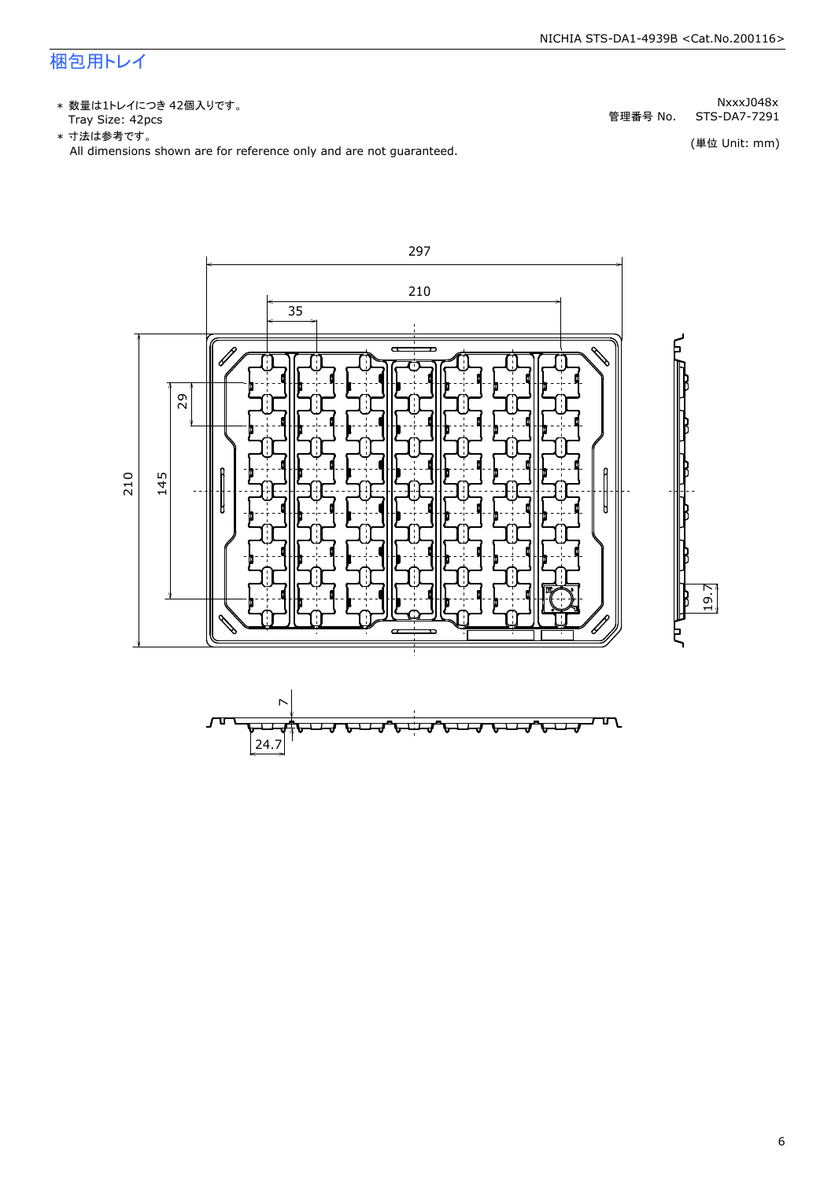## 梱包用トレイ

* 数量は1トレイにつき 42個入りです。
  Tray Size: 42pcs
* 寸法は参考です。
  All dimensions shown are for reference only and are not guaranteed.

NxxxJ048x
管理番号 No. STS-DA7-7291

(単位 Unit: mm)

297

210

35

29

210

145

19.7

7

24.7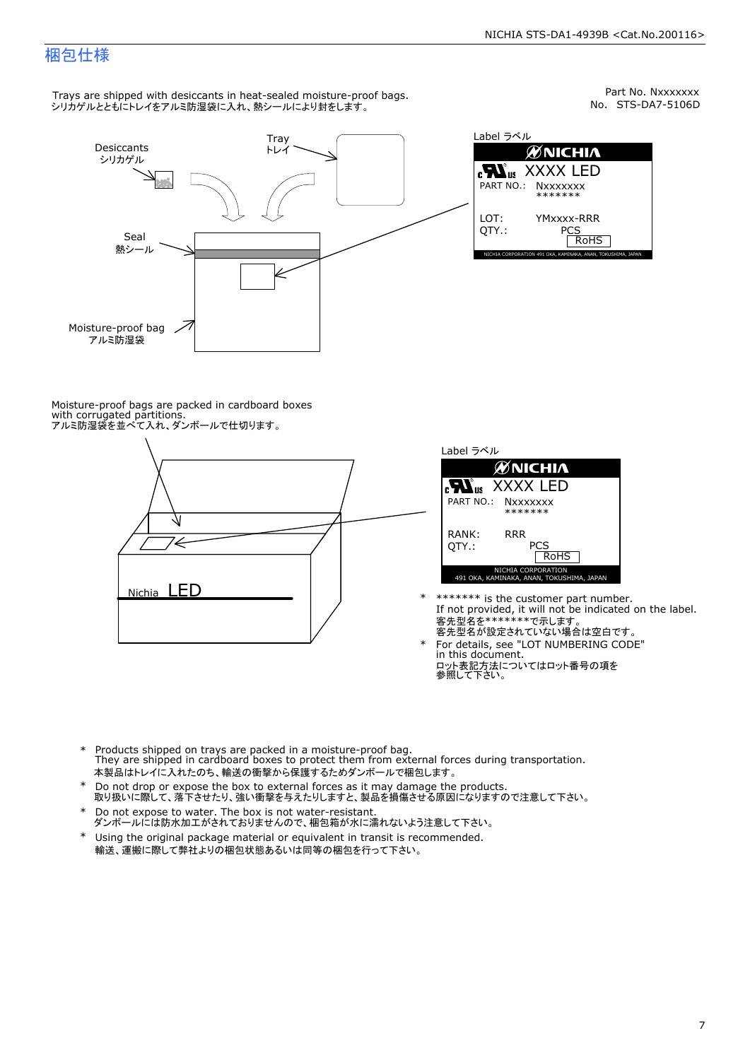# 梱包仕様

Part No. Nxxxxxxx
No. STS-DA7-5106D

Trays are shipped with desiccants in heat-sealed moisture-proof bags.
シリカゲルとともにトレイをアルミ防湿袋に入れ、熱シールにより封をします。

Desiccants
シリカゲル

Tray
トレイ

Seal
熱シール

Moisture-proof bag
アルミ防湿袋

Label ラベル

NICHIA
XXXX LED
PART NO.: Nxxxxxxx
\*\*\*\*\*\*\*
LOT: YMxxxx-RRR
QTY.: PCS
RoHS
NICHIA CORPORATION 491 OKA, KAMINAKA, ANAN, TOKUSHIMA, JAPAN

Moisture-proof bags are packed in cardboard boxes with corrugated partitions.
アルミ防湿袋を並べて入れ、ダンボールで仕切ります。

Nichia LED

Label ラベル

NICHIA
XXXX LED
PART NO.: Nxxxxxxx
\*\*\*\*\*\*\*
RANK: RRR
QTY.: PCS
RoHS
NICHIA CORPORATION
491 OKA, KAMINAKA, ANAN, TOKUSHIMA, JAPAN

\* \*\*\*\*\*\*\* is the customer part number.
  If not provided, it will not be indicated on the label.
  客先型名を\*\*\*\*\*\*\*で示します。
  客先型名が設定されていない場合は空白です。
\* For details, see "LOT NUMBERING CODE" in this document.
  ロット表記方法についてはロット番号の項を参照して下さい。

\* Products shipped on trays are packed in a moisture-proof bag.
  They are shipped in cardboard boxes to protect them from external forces during transportation.
  本製品はトレイに入れたのち、輸送の衝撃から保護するためダンボールで梱包します。
\* Do not drop or expose the box to external forces as it may damage the products.
  取り扱いに際して、落下させたり、強い衝撃を与えたりしますと、製品を損傷させる原因になりますので注意して下さい。
\* Do not expose to water. The box is not water-resistant.
  ダンボールには防水加工がされておりませんので、梱包箱が水に濡れないよう注意して下さい。
\* Using the original package material or equivalent in transit is recommended.
  輸送、運搬に際して弊社よりの梱包状態あるいは同等の梱包を行って下さい。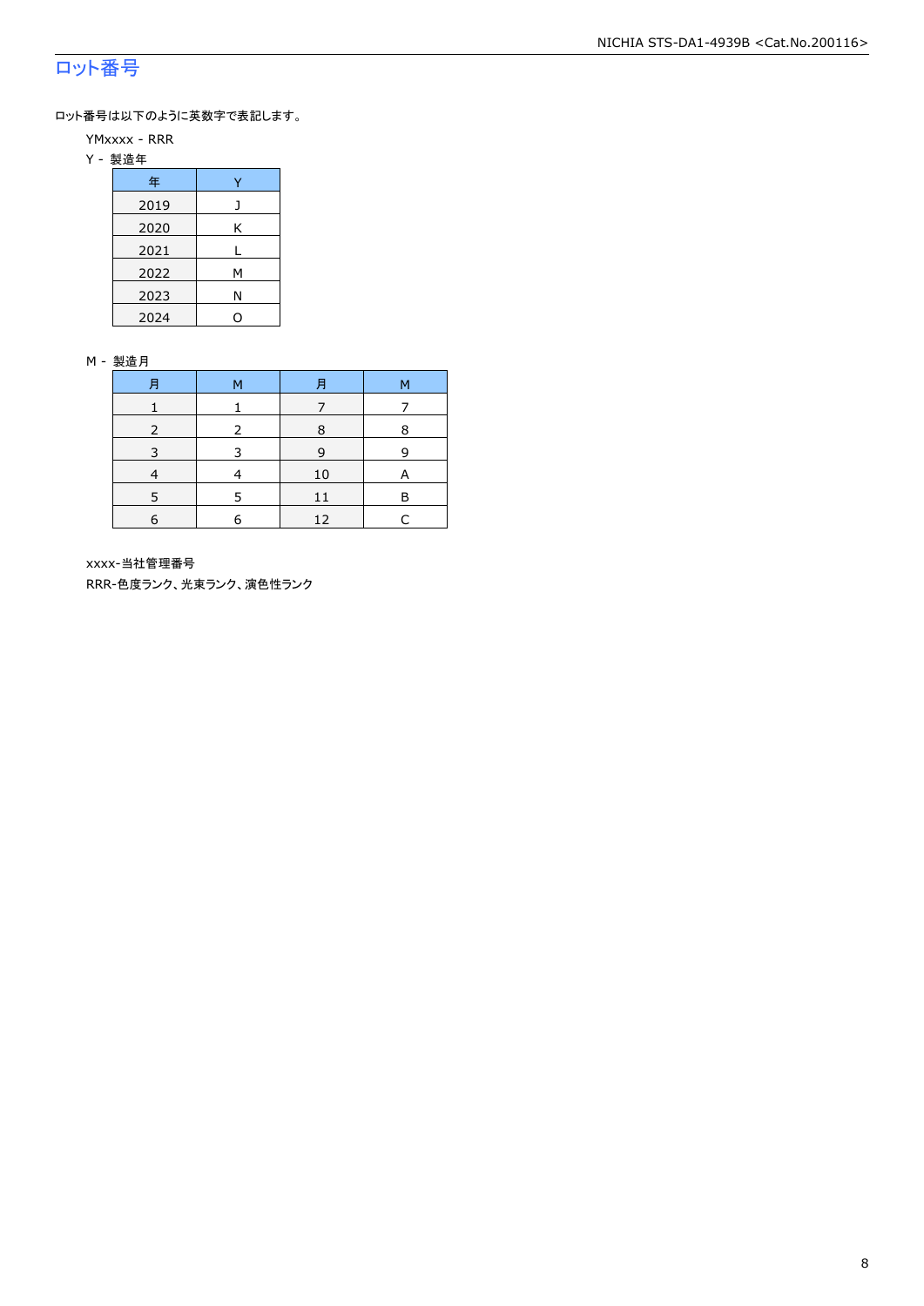## ロット番号

ロット番号は以下のように英数字で表記します。

YMxxxx - RRR

Y - 製造年

| 年 | Y |
|---|---|
| 2019 | J |
| 2020 | K |
| 2021 | L |
| 2022 | M |
| 2023 | N |
| 2024 | O |

M - 製造月

| 月 | M | 月 | M |
|---|---|---|---|
| 1 | 1 | 7 | 7 |
| 2 | 2 | 8 | 8 |
| 3 | 3 | 9 | 9 |
| 4 | 4 | 10 | A |
| 5 | 5 | 11 | B |
| 6 | 6 | 12 | C |

xxxx-当社管理番号

RRR-色度ランク、光束ランク、演色性ランク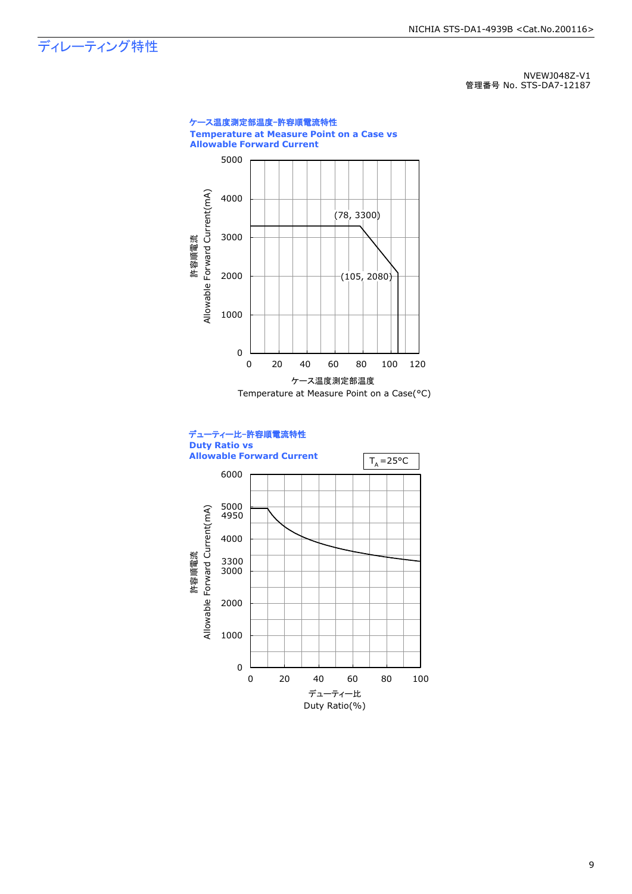# ディレーティング特性

NVEWJ048Z-V1
管理番号 No. STS-DA7-12187

**ケース温度測定部温度-許容順電流特性**
**Temperature at Measure Point on a Case vs Allowable Forward Current**

許容順電流 Allowable Forward Current(mA)

(78, 3300)

(105, 2080)

ケース温度測定部温度
Temperature at Measure Point on a Case(°C)

**デューティー比-許容順電流特性**
**Duty Ratio vs Allowable Forward Current**

$T_A$=25°C

許容順電流 Allowable Forward Current(mA)

デューティー比
Duty Ratio(%)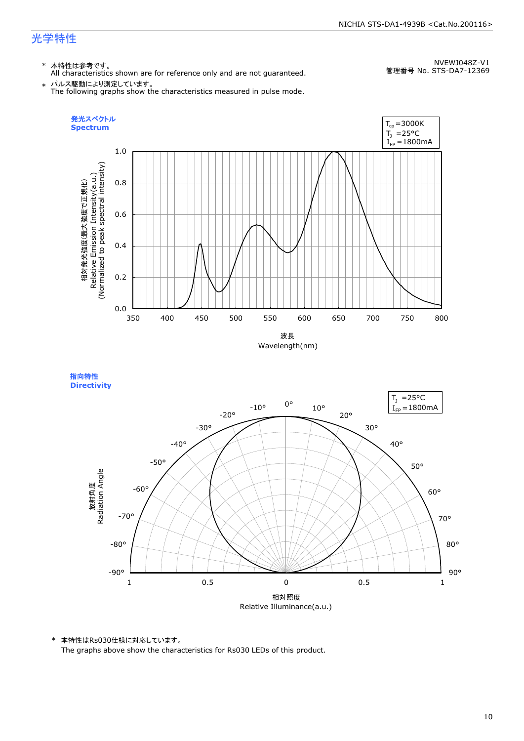## 光学特性

NVEWJ048Z-V1
管理番号 No. STS-DA7-12369

\* 本特性は参考です。
All characteristics shown are for reference only and are not guaranteed.

\* パルス駆動により測定しています。
The following graphs show the characteristics measured in pulse mode.

### 発光スペクトル
### Spectrum

$T_{cp}$=3000K
$T_J$ =25°C
$I_{FP}$=1800mA

### 指向特性
### Directivity

$T_J$ =25°C
$I_{FP}$=1800mA

\* 本特性はRs030仕様に対応しています。
The graphs above show the characteristics for Rs030 LEDs of this product.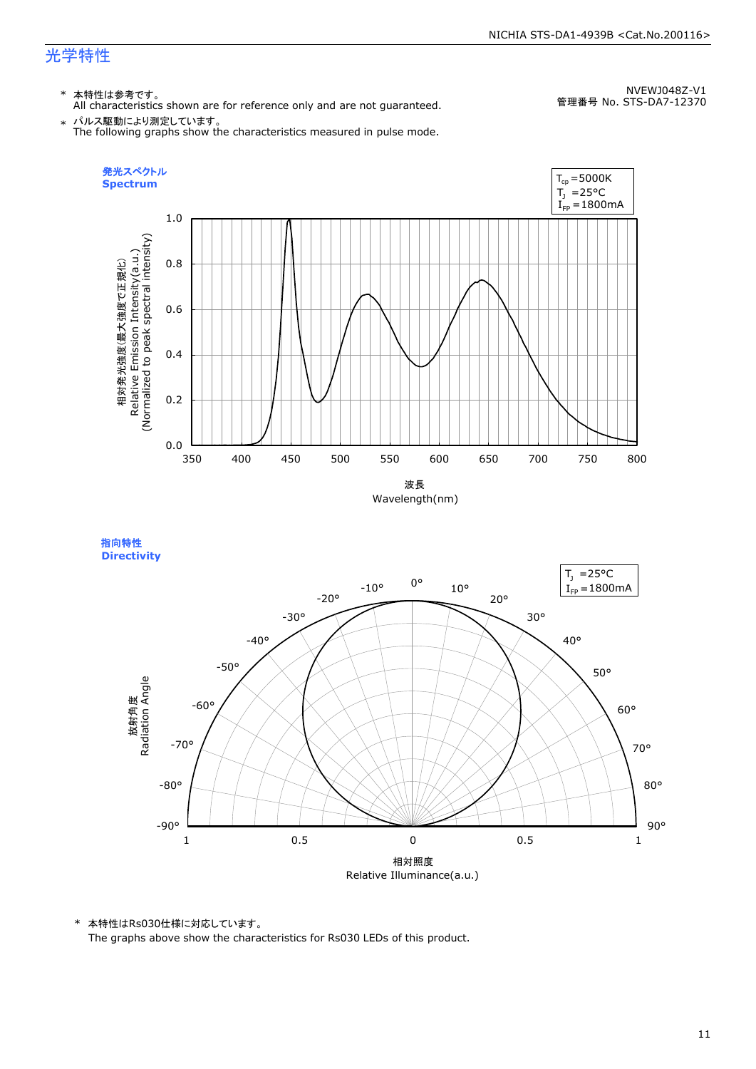## 光学特性

NVEWJ048Z-V1
管理番号 No. STS-DA7-12370

\* 本特性は参考です。
All characteristics shown are for reference only and are not guaranteed.

\* パルス駆動により測定しています。
The following graphs show the characteristics measured in pulse mode.

### 発光スペクトル Spectrum

$T_{cp}$=5000K
$T_J$ =25°C
$I_{FP}$=1800mA

相対発光強度(最大強度で正規化)
Relative Emission Intensity(a.u.)
(Normalized to peak spectral intensity)

波長
Wavelength(nm)

### 指向特性 Directivity

$T_J$ =25°C
$I_{FP}$=1800mA

放射角度
Radiation Angle

相対照度
Relative Illuminance(a.u.)

\* 本特性はRs030仕様に対応しています。
The graphs above show the characteristics for Rs030 LEDs of this product.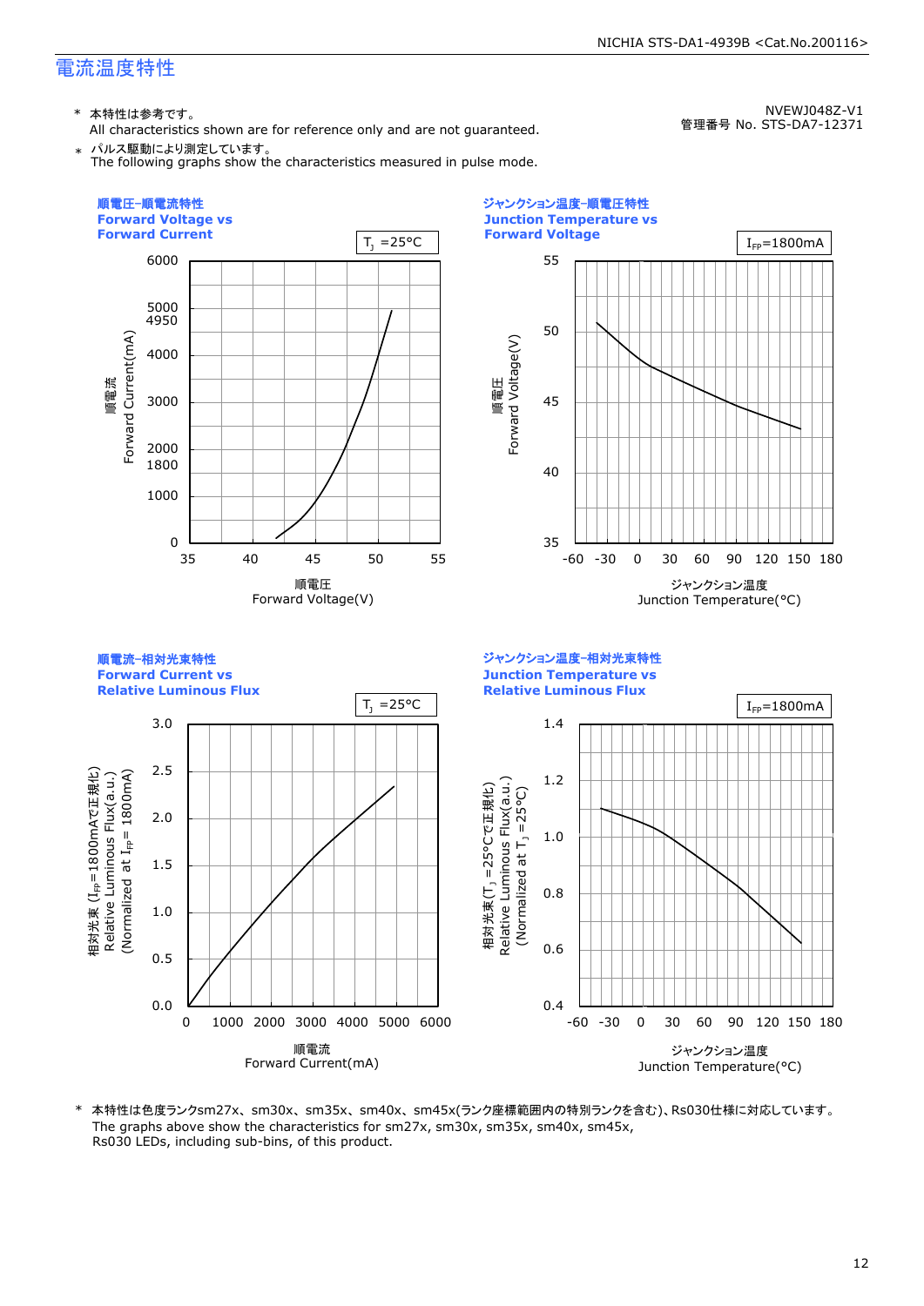## 電流温度特性

NVEWJ048Z-V1
管理番号 No. STS-DA7-12371

\* 本特性は参考です。
All characteristics shown are for reference only and are not guaranteed.

\* パルス駆動により測定しています。
The following graphs show the characteristics measured in pulse mode.

### 順電圧-順電流特性 Forward Voltage vs Forward Current

$T_J$ =25°C

順電流 Forward Current(mA): 0, 1000, 1800, 2000, 3000, 4000, 4950, 5000, 6000

順電圧 Forward Voltage(V): 35, 40, 45, 50, 55

### ジャンクション温度-順電圧特性 Junction Temperature vs Forward Voltage

$I_{FP}$=1800mA

順電圧 Forward Voltage(V): 35, 40, 45, 50, 55

ジャンクション温度 Junction Temperature(°C): -60, -30, 0, 30, 60, 90, 120, 150, 180

### 順電流-相対光束特性 Forward Current vs Relative Luminous Flux

$T_J$ =25°C

相対光束 ($I_{FP}$=1800mAで正規化) Relative Luminous Flux(a.u.) (Normalized at $I_{FP}$= 1800mA): 0.0, 0.5, 1.0, 1.5, 2.0, 2.5, 3.0

順電流 Forward Current(mA): 0, 1000, 2000, 3000, 4000, 5000, 6000

### ジャンクション温度-相対光束特性 Junction Temperature vs Relative Luminous Flux

$I_{FP}$=1800mA

相対光束 ($T_J$ =25°Cで正規化) Relative Luminous Flux(a.u.) (Normalized at $T_J$ =25°C): 0.4, 0.6, 0.8, 1.0, 1.2, 1.4

ジャンクション温度 Junction Temperature(°C): -60, -30, 0, 30, 60, 90, 120, 150, 180

\* 本特性は色度ランクsm27x、sm30x、sm35x、sm40x、sm45x(ランク座標範囲内の特別ランクを含む)、Rs030仕様に対応しています。
The graphs above show the characteristics for sm27x, sm30x, sm35x, sm40x, sm45x, Rs030 LEDs, including sub-bins, of this product.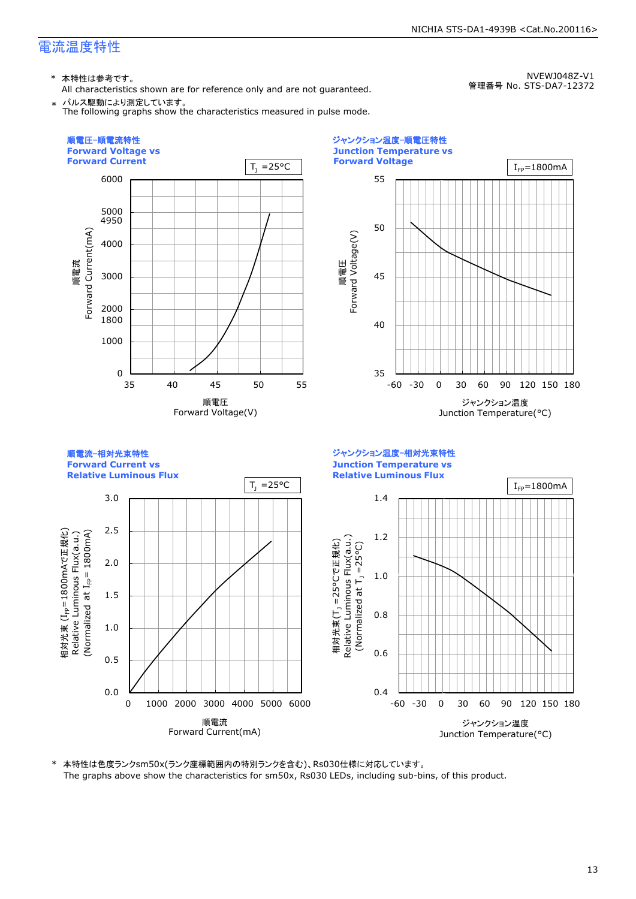## 電流温度特性

\* 本特性は参考です。
All characteristics shown are for reference only and are not guaranteed.

\* パルス駆動により測定しています。
The following graphs show the characteristics measured in pulse mode.

NVEWJ048Z-V1
管理番号 No. STS-DA7-12372

### 順電圧-順電流特性 Forward Voltage vs Forward Current

$T_J$ =25°C

Y-axis: 順電流 Forward Current(mA) — 0, 1000, 1800, 2000, 3000, 4000, 4950, 5000, 6000
X-axis: 順電圧 Forward Voltage(V) — 35, 40, 45, 50, 55

### ジャンクション温度-順電圧特性 Junction Temperature vs Forward Voltage

$I_{FP}$=1800mA

Y-axis: 順電圧 Forward Voltage(V) — 35, 40, 45, 50, 55
X-axis: ジャンクション温度 Junction Temperature(°C) — -60, -30, 0, 30, 60, 90, 120, 150, 180

### 順電流-相対光束特性 Forward Current vs Relative Luminous Flux

$T_J$ =25°C

Y-axis: 相対光束 ($I_{FP}$=1800mAで正規化) Relative Luminous Flux(a.u.) (Normalized at $I_{FP}$= 1800mA) — 0.0, 0.5, 1.0, 1.5, 2.0, 2.5, 3.0
X-axis: 順電流 Forward Current(mA) — 0, 1000, 2000, 3000, 4000, 5000, 6000

### ジャンクション温度-相対光束特性 Junction Temperature vs Relative Luminous Flux

$I_{FP}$=1800mA

Y-axis: 相対光束 ($T_J$ =25°Cで正規化) Relative Luminous Flux(a.u.) (Normalized at $T_J$ =25°C) — 0.4, 0.6, 0.8, 1.0, 1.2, 1.4
X-axis: ジャンクション温度 Junction Temperature(°C) — -60, -30, 0, 30, 60, 90, 120, 150, 180

\* 本特性は色度ランクsm50x(ランク座標範囲内の特別ランクを含む)、Rs030仕様に対応しています。
The graphs above show the characteristics for sm50x, Rs030 LEDs, including sub-bins, of this product.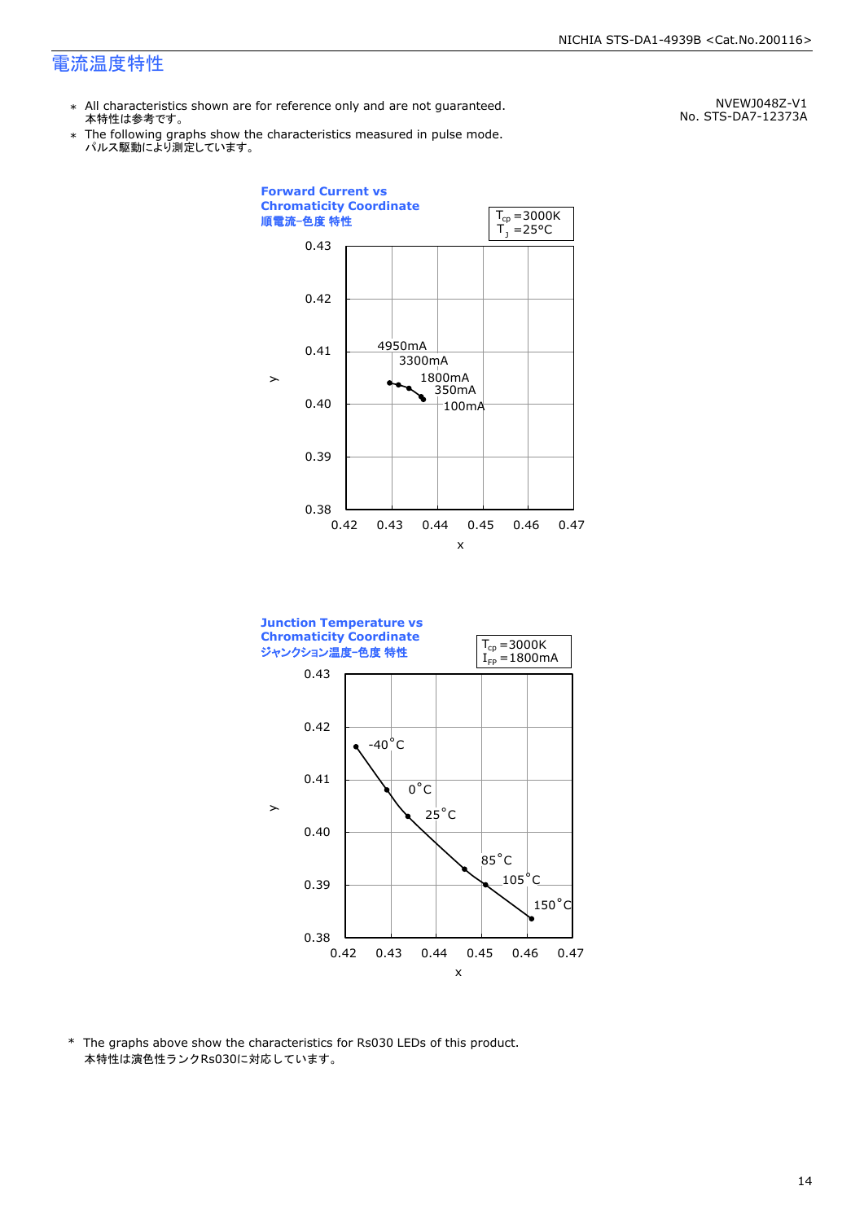# 電流温度特性

NVEWJ048Z-V1
No. STS-DA7-12373A

- ＊ All characteristics shown are for reference only and are not guaranteed.
  本特性は参考です。
- ＊ The following graphs show the characteristics measured in pulse mode.
  パルス駆動により測定しています。

**Forward Current vs Chromaticity Coordinate**
**順電流−色度 特性**

$T_{cp}$ =3000K
$T_J$ =25°C

y: 0.38 – 0.43, x: 0.42 – 0.47

4950mA, 3300mA, 1800mA, 350mA, 100mA

**Junction Temperature vs Chromaticity Coordinate**
**ジャンクション温度−色度 特性**

$T_{cp}$ =3000K
$I_{FP}$ =1800mA

y: 0.38 – 0.43, x: 0.42 – 0.47

-40°C, 0°C, 25°C, 85°C, 105°C, 150°C

\* The graphs above show the characteristics for Rs030 LEDs of this product.
本特性は演色性ランクRs030に対応しています。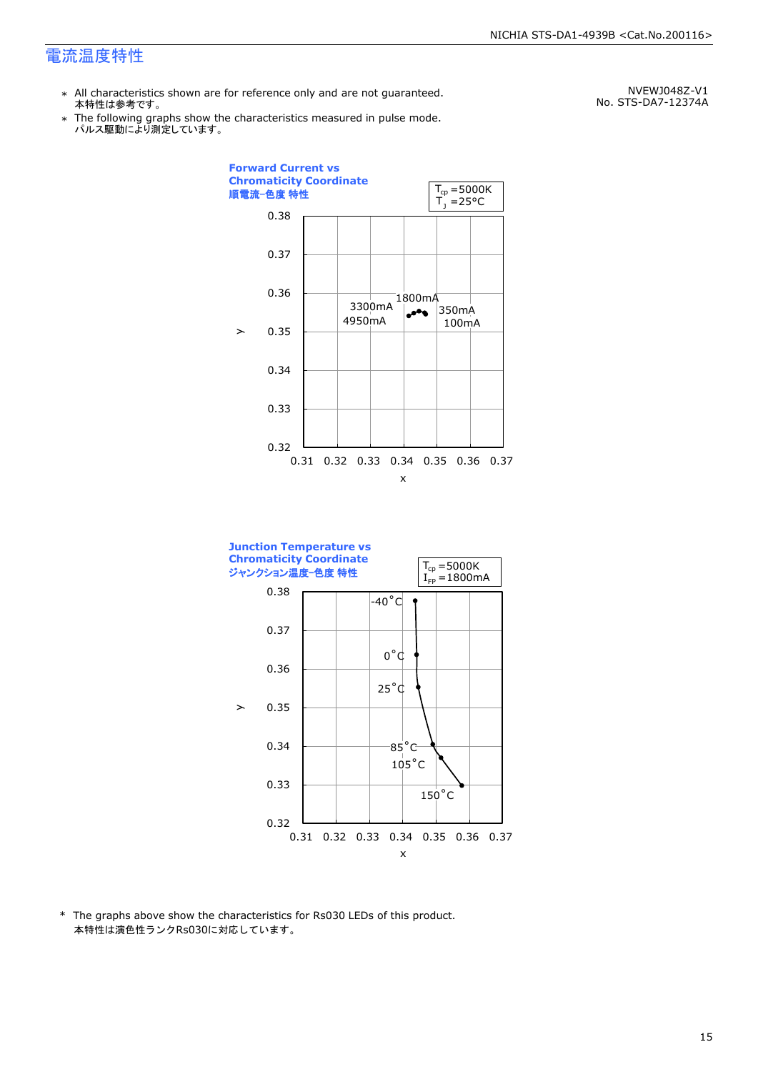# 電流温度特性

NVEWJ048Z-V1
No. STS-DA7-12374A

- ∗ All characteristics shown are for reference only and are not guaranteed.
  本特性は参考です。
- ∗ The following graphs show the characteristics measured in pulse mode.
  パルス駆動により測定しています。

**Forward Current vs Chromaticity Coordinate**
**順電流-色度 特性**

$T_{cp}$ =5000K
$T_J$ =25°C

y: 0.32 – 0.38; x: 0.31 – 0.37
Labels: 100mA, 350mA, 1800mA, 3300mA, 4950mA

**Junction Temperature vs Chromaticity Coordinate**
**ジャンクション温度-色度 特性**

$T_{cp}$ =5000K
$I_{FP}$ =1800mA

y: 0.32 – 0.38; x: 0.31 – 0.37
Labels: -40°C, 0°C, 25°C, 85°C, 105°C, 150°C

\* The graphs above show the characteristics for Rs030 LEDs of this product.
本特性は演色性ランクRs030に対応しています。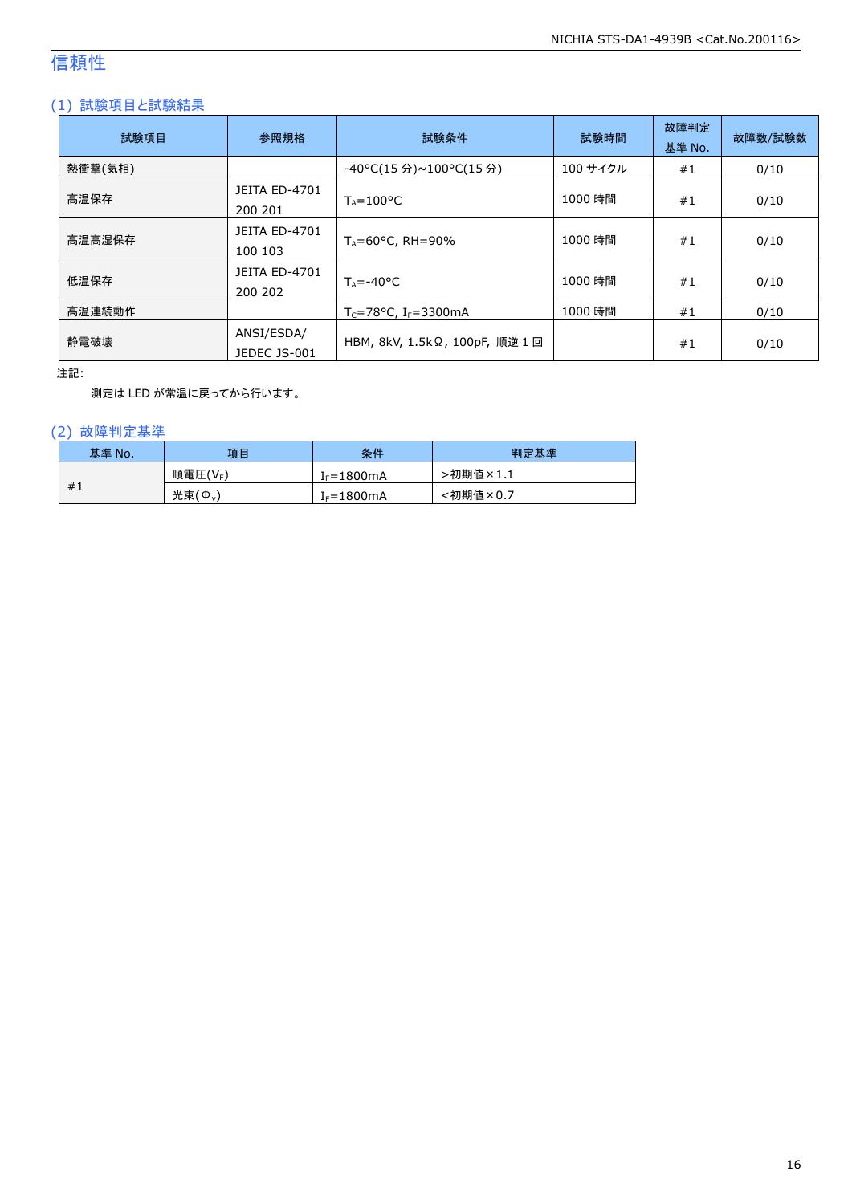# 信頼性

## (1) 試験項目と試験結果

| 試験項目 | 参照規格 | 試験条件 | 試験時間 | 故障判定基準 No. | 故障数/試験数 |
|---|---|---|---|---|---|
| 熱衝撃(気相) | | -40°C(15 分)~100°C(15 分) | 100 サイクル | #1 | 0/10 |
| 高温保存 | JEITA ED-4701 200 201 | $T_A$=100°C | 1000 時間 | #1 | 0/10 |
| 高温高湿保存 | JEITA ED-4701 100 103 | $T_A$=60°C, RH=90% | 1000 時間 | #1 | 0/10 |
| 低温保存 | JEITA ED-4701 200 202 | $T_A$=-40°C | 1000 時間 | #1 | 0/10 |
| 高温連続動作 | | $T_C$=78°C, $I_F$=3300mA | 1000 時間 | #1 | 0/10 |
| 静電破壊 | ANSI/ESDA/ JEDEC JS-001 | HBM, 8kV, 1.5kΩ, 100pF, 順逆 1 回 | | #1 | 0/10 |

注記:

測定は LED が常温に戻ってから行います。

## (2) 故障判定基準

| 基準 No. | 項目 | 条件 | 判定基準 |
|---|---|---|---|
| #1 | 順電圧($V_F$) | $I_F$=1800mA | >初期値×1.1 |
| | 光束($\Phi_v$) | $I_F$=1800mA | <初期値×0.7 |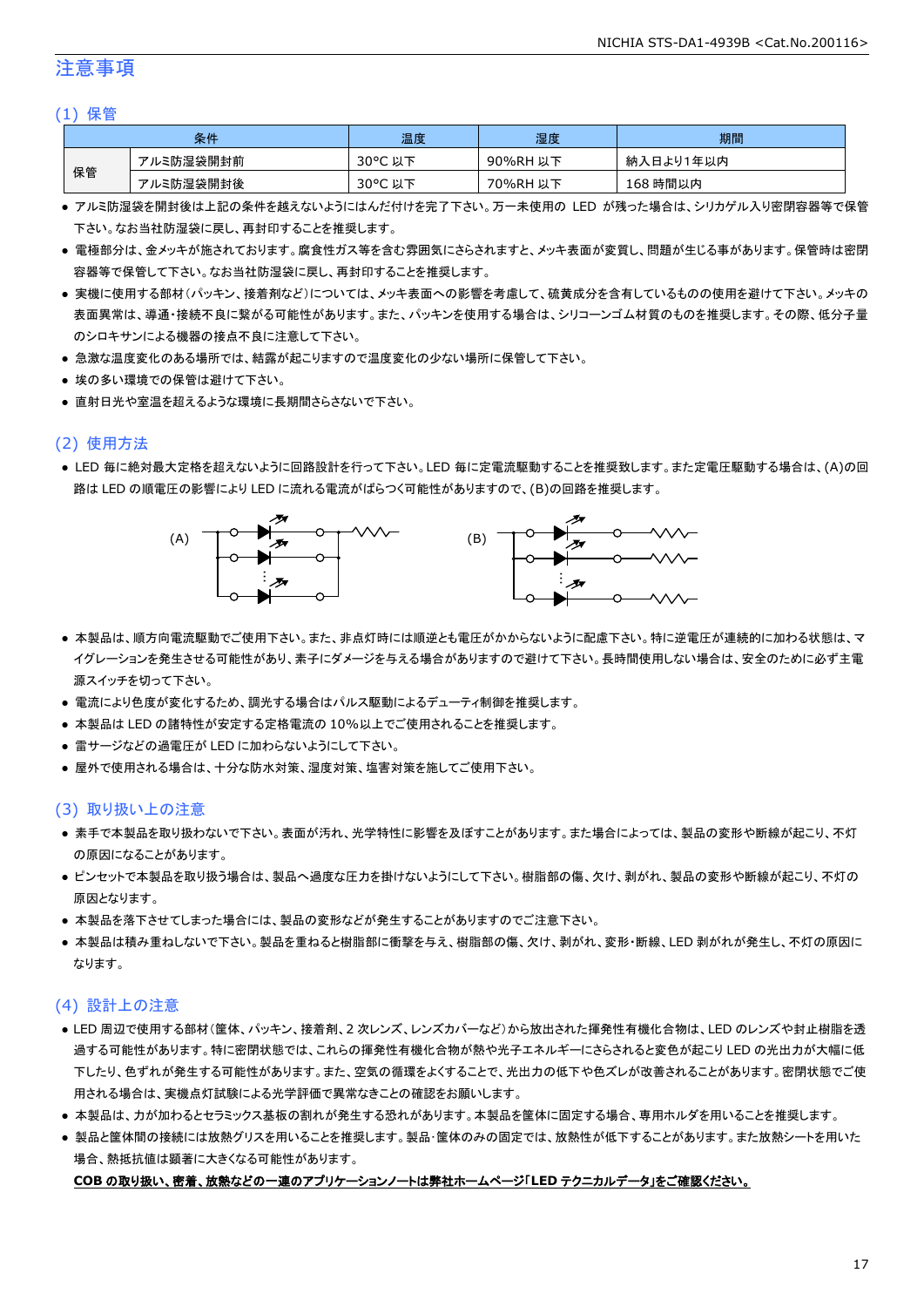# 注意事項

## (1) 保管

| 条件 | | 温度 | 湿度 | 期間 |
|---|---|---|---|---|
| 保管 | アルミ防湿袋開封前 | 30°C 以下 | 90%RH 以下 | 納入日より1年以内 |
| | アルミ防湿袋開封後 | 30°C 以下 | 70%RH 以下 | 168 時間以内 |

- アルミ防湿袋を開封後は上記の条件を越えないようにはんだ付けを完了下さい。万一未使用の LED が残った場合は、シリカゲル入り密閉容器等で保管下さい。なお当社防湿袋に戻し、再封印することを推奨します。
- 電極部分は、金メッキが施されております。腐食性ガス等を含む雰囲気にさらされますと、メッキ表面が変質し、問題が生じる事があります。保管時は密閉容器等で保管して下さい。なお当社防湿袋に戻し、再封印することを推奨します。
- 実機に使用する部材(パッキン、接着剤など)については、メッキ表面への影響を考慮して、硫黄成分を含有しているものの使用を避けて下さい。メッキの表面異常は、導通・接続不良に繋がる可能性があります。また、パッキンを使用する場合は、シリコーンゴム材質のものを推奨します。その際、低分子量のシロキサンによる機器の接点不良に注意して下さい。
- 急激な温度変化のある場所では、結露が起こりますので温度変化の少ない場所に保管して下さい。
- 埃の多い環境での保管は避けて下さい。
- 直射日光や室温を超えるような環境に長期間さらさないで下さい。

## (2) 使用方法

- LED 毎に絶対最大定格を超えないように回路設計を行って下さい。LED 毎に定電流駆動することを推奨致します。また定電圧駆動する場合は、(A)の回路は LED の順電圧の影響により LED に流れる電流がばらつく可能性がありますので、(B)の回路を推奨します。

(A)　(B)

- 本製品は、順方向電流駆動でご使用下さい。また、非点灯時には順逆とも電圧がかからないように配慮下さい。特に逆電圧が連続的に加わる状態は、マイグレーションを発生させる可能性があり、素子にダメージを与える場合がありますので避けて下さい。長時間使用しない場合は、安全のために必ず主電源スイッチを切って下さい。
- 電流により色度が変化するため、調光する場合はパルス駆動によるデューティ制御を推奨します。
- 本製品は LED の諸特性が安定する定格電流の 10%以上でご使用されることを推奨します。
- 雷サージなどの過電圧が LED に加わらないようにして下さい。
- 屋外で使用される場合は、十分な防水対策、湿度対策、塩害対策を施してご使用下さい。

## (3) 取り扱い上の注意

- 素手で本製品を取り扱わないで下さい。表面が汚れ、光学特性に影響を及ぼすことがあります。また場合によっては、製品の変形や断線が起こり、不灯の原因になることがあります。
- ピンセットで本製品を取り扱う場合は、製品へ過度な圧力を掛けないようにして下さい。樹脂部の傷、欠け、剥がれ、製品の変形や断線が起こり、不灯の原因となります。
- 本製品を落下させてしまった場合には、製品の変形などが発生することがありますのでご注意下さい。
- 本製品は積み重ねしないで下さい。製品を重ねると樹脂部に衝撃を与え、樹脂部の傷、欠け、剥がれ、変形・断線、LED 剥がれが発生し、不灯の原因になります。

## (4) 設計上の注意

- LED 周辺で使用する部材(筐体、パッキン、接着剤、2 次レンズ、レンズカバーなど)から放出された揮発性有機化合物は、LED のレンズや封止樹脂を透過する可能性があります。特に密閉状態では、これらの揮発性有機化合物が熱や光子エネルギーにさらされると変色が起こり LED の光出力が大幅に低下したり、色ずれが発生する可能性があります。また、空気の循環をよくすることで、光出力の低下や色ズレが改善されることがあります。密閉状態でご使用される場合は、実機点灯試験による光学評価で異常なきことの確認をお願いします。
- 本製品は、力が加わるとセラミックス基板の割れが発生する恐れがあります。本製品を筐体に固定する場合、専用ホルダを用いることを推奨します。
- 製品と筐体間の接続には放熱グリスを用いることを推奨します。製品･筐体のみの固定では、放熱性が低下することがあります。また放熱シートを用いた場合、熱抵抗値は顕著に大きくなる可能性があります。

**COB の取り扱い、密着、放熱などの一連のアプリケーションノートは弊社ホームページ「LED テクニカルデータ」をご確認ください。**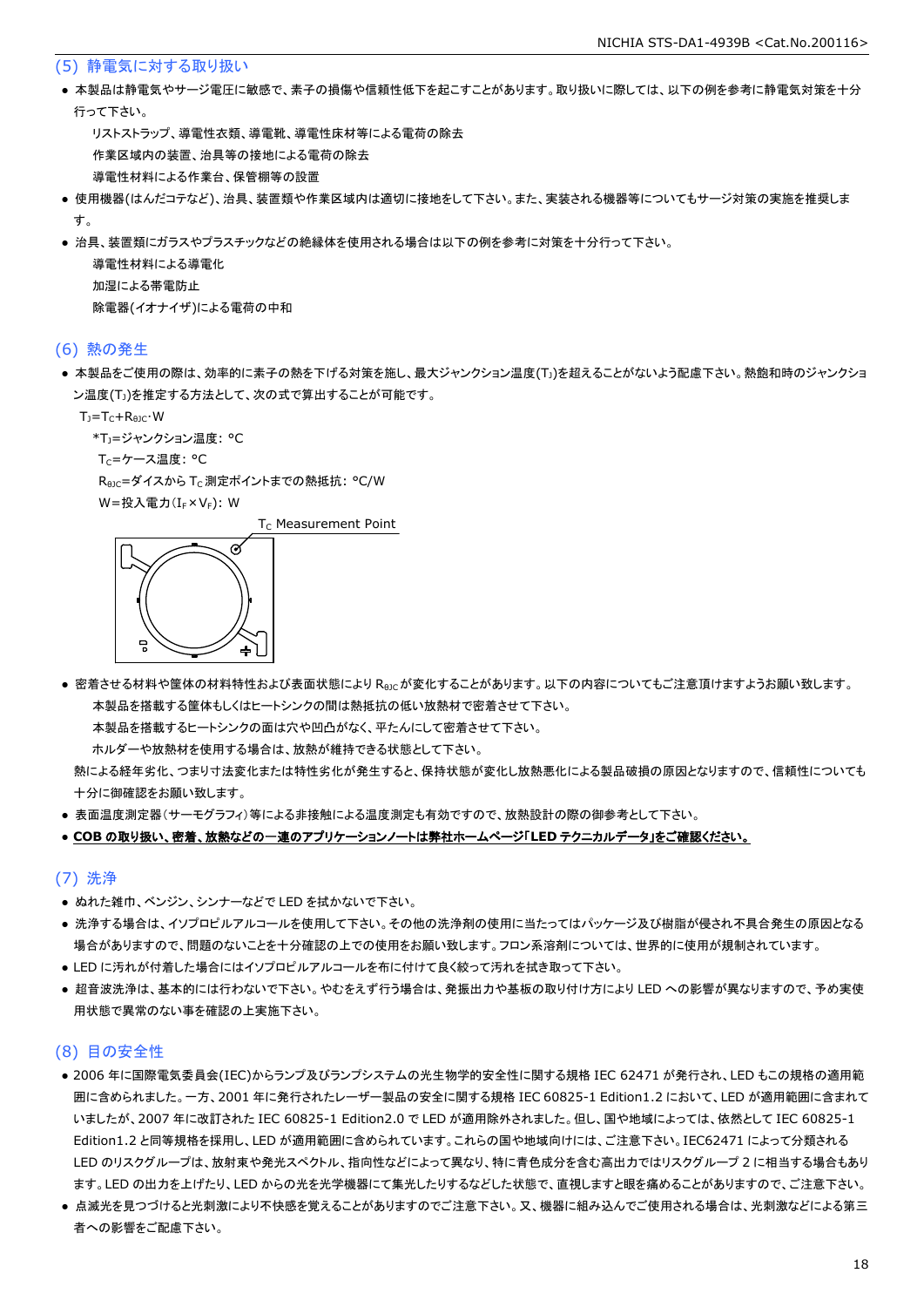## (5) 静電気に対する取り扱い

- 本製品は静電気やサージ電圧に敏感で、素子の損傷や信頼性低下を起こすことがあります。取り扱いに際しては、以下の例を参考に静電気対策を十分行って下さい。
  - リストストラップ、導電性衣類、導電靴、導電性床材等による電荷の除去
  - 作業区域内の装置、治具等の接地による電荷の除去
  - 導電性材料による作業台、保管棚等の設置
- 使用機器(はんだコテなど)、治具、装置類や作業区域内は適切に接地をして下さい。また、実装される機器等についてもサージ対策の実施を推奨します。
- 治具、装置類にガラスやプラスチックなどの絶縁体を使用される場合は以下の例を参考に対策を十分行って下さい。
  - 導電性材料による導電化
  - 加湿による帯電防止
  - 除電器(イオナイザ)による電荷の中和

## (6) 熱の発生

- 本製品をご使用の際は、効率的に素子の熱を下げる対策を施し、最大ジャンクション温度($T_J$)を超えることがないよう配慮下さい。熱飽和時のジャンクション温度($T_J$)を推定する方法として、次の式で算出することが可能です。

$T_J=T_C+R_{θJC}\cdot W$

\*$T_J$=ジャンクション温度: °C
$T_C$=ケース温度: °C
$R_{θJC}$=ダイスから $T_C$ 測定ポイントまでの熱抵抗: °C/W
W=投入電力($I_F \times V_F$): W

$T_C$ Measurement Point

- 密着させる材料や筐体の材料特性および表面状態により $R_{θJC}$ が変化することがあります。以下の内容についてもご注意頂けますようお願い致します。
  - 本製品を搭載する筐体もしくはヒートシンクの間は熱抵抗の低い放熱材で密着させて下さい。
  - 本製品を搭載するヒートシンクの面は穴や凹凸がなく、平たんにして密着させて下さい。
  - ホルダーや放熱材を使用する場合は、放熱が維持できる状態として下さい。

  熱による経年劣化、つまり寸法変化または特性劣化が発生すると、保持状態が変化し放熱悪化による製品破損の原因となりますので、信頼性についても十分に御確認をお願い致します。
- 表面温度測定器(サーモグラフィ)等による非接触による温度測定も有効ですので、放熱設計の際の御参考として下さい。
- **COB の取り扱い、密着、放熱などの一連のアプリケーションノートは弊社ホームページ「LED テクニカルデータ」をご確認ください。**

## (7) 洗浄

- ぬれた雑巾、ベンジン、シンナーなどで LED を拭かないで下さい。
- 洗浄する場合は、イソプロピルアルコールを使用して下さい。その他の洗浄剤の使用に当たってはパッケージ及び樹脂が侵され不具合発生の原因となる場合がありますので、問題のないことを十分確認の上での使用をお願い致します。フロン系溶剤については、世界的に使用が規制されています。
- LED に汚れが付着した場合にはイソプロピルアルコールを布に付けて良く絞って汚れを拭き取って下さい。
- 超音波洗浄は、基本的には行わないで下さい。やむをえず行う場合は、発振出力や基板の取り付け方により LED への影響が異なりますので、予め実使用状態で異常のない事を確認の上実施下さい。

## (8) 目の安全性

- 2006 年に国際電気委員会(IEC)からランプ及びランプシステムの光生物学的安全性に関する規格 IEC 62471 が発行され、LED もこの規格の適用範囲に含められました。一方、2001 年に発行されたレーザー製品の安全に関する規格 IEC 60825-1 Edition1.2 において、LED が適用範囲に含まれていましたが、2007 年に改訂された IEC 60825-1 Edition2.0 で LED が適用除外されました。但し、国や地域によっては、依然として IEC 60825-1 Edition1.2 と同等規格を採用し、LED が適用範囲に含められています。これらの国や地域向けには、ご注意下さい。IEC62471 によって分類される LED のリスクグループは、放射束や発光スペクトル、指向性などによって異なり、特に青色成分を含む高出力ではリスクグループ 2 に相当する場合もあります。LED の出力を上げたり、LED からの光を光学機器にて集光したりするなどした状態で、直視しますと眼を痛めることがありますので、ご注意下さい。
- 点滅光を見つづけると光刺激により不快感を覚えることがありますのでご注意下さい。又、機器に組み込んでご使用される場合は、光刺激などによる第三者への影響をご配慮下さい。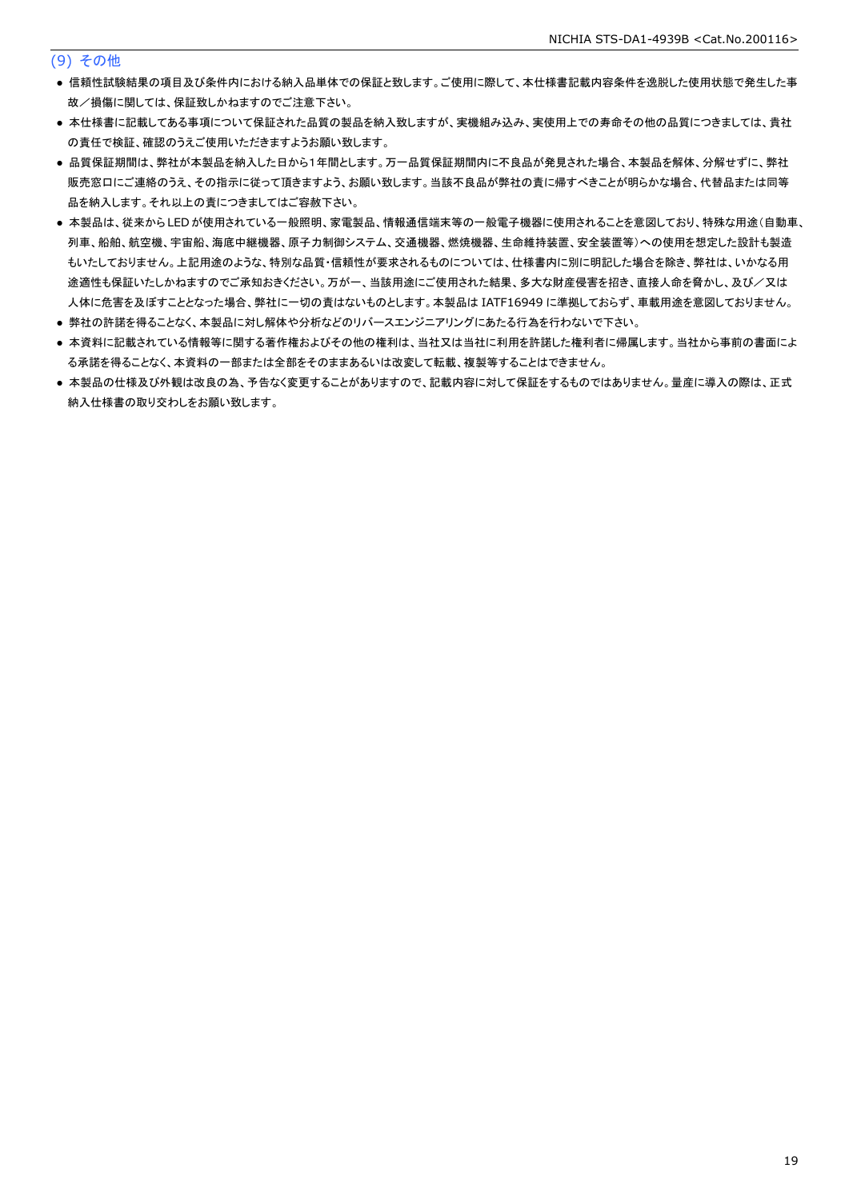## (9) その他

- 信頼性試験結果の項目及び条件内における納入品単体での保証と致します。ご使用に際して、本仕様書記載内容条件を逸脱した使用状態で発生した事故／損傷に関しては、保証致しかねますのでご注意下さい。
- 本仕様書に記載してある事項について保証された品質の製品を納入致しますが、実機組み込み、実使用上での寿命その他の品質につきましては、貴社の責任で検証、確認のうえご使用いただきますようお願い致します。
- 品質保証期間は、弊社が本製品を納入した日から1年間とします。万一品質保証期間内に不良品が発見された場合、本製品を解体、分解せずに、弊社販売窓口にご連絡のうえ、その指示に従って頂きますよう、お願い致します。当該不良品が弊社の責に帰すべきことが明らかな場合、代替品または同等品を納入します。それ以上の責につきましてはご容赦下さい。
- 本製品は、従来からLEDが使用されている一般照明、家電製品、情報通信端末等の一般電子機器に使用されることを意図しており、特殊な用途（自動車、列車、船舶、航空機、宇宙船、海底中継機器、原子力制御システム、交通機器、燃焼機器、生命維持装置、安全装置等）への使用を想定した設計も製造もいたしておりません。上記用途のような、特別な品質・信頼性が要求されるものについては、仕様書内に別に明記した場合を除き、弊社は、いかなる用途適性も保証いたしかねますのでご承知おきください。万が一、当該用途にご使用された結果、多大な財産侵害を招き、直接人命を脅かし、及び／又は人体に危害を及ぼすこととなった場合、弊社に一切の責はないものとします。本製品は IATF16949 に準拠しておらず、車載用途を意図しておりません。
- 弊社の許諾を得ることなく、本製品に対し解体や分析などのリバースエンジニアリングにあたる行為を行わないで下さい。
- 本資料に記載されている情報等に関する著作権およびその他の権利は、当社又は当社に利用を許諾した権利者に帰属します。当社から事前の書面による承諾を得ることなく、本資料の一部または全部をそのままあるいは改変して転載、複製等することはできません。
- 本製品の仕様及び外観は改良の為、予告なく変更することがありますので、記載内容に対して保証をするものではありません。量産に導入の際は、正式納入仕様書の取り交わしをお願い致します。